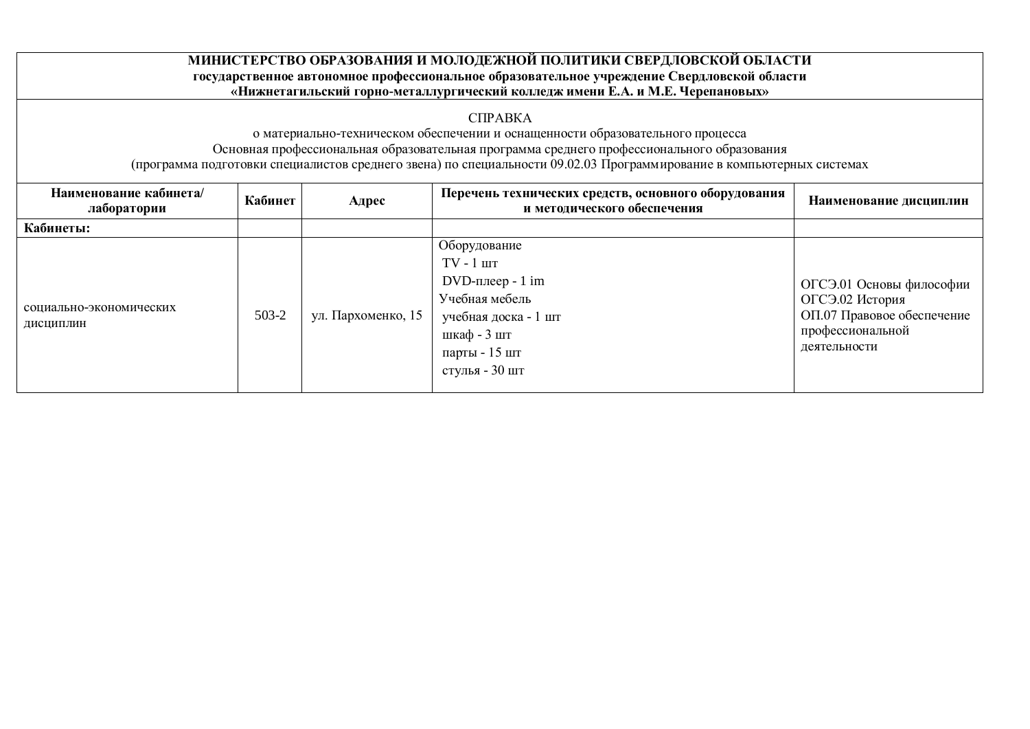**МИНИСТЕРСТВО ОБРАЗОВАНИЯ И МОЛОДЕЖНОЙ ПОЛИТИКИ СВЕРДЛОВСКОЙ ОБЛАСТИ**
**государственное автономное профессиональное образовательное учреждение Свердловской области**
**«Нижнетагильский горно-металлургический колледж имени Е.А. и М.Е. Черепановых»**

СПРАВКА
о материально-техническом обеспечении и оснащенности образовательного процесса
Основная профессиональная образовательная программа среднего профессионального образования
(программа подготовки специалистов среднего звена) по специальности 09.02.03 Программирование в компьютерных системах

| Наименование кабинета/ лаборатории | Кабинет | Адрес | Перечень технических средств, основного оборудования и методического обеспечения | Наименование дисциплин |
|---|---|---|---|---|
| **Кабинеты:** | | | | |
| социально-экономических дисциплин | 503-2 | ул. Пархоменко, 15 | Оборудование<br>TV - 1 шт<br>DVD-плеер - 1 im<br>Учебная мебель<br>учебная доска - 1 шт<br>шкаф - 3 шт<br>парты - 15 шт<br>стулья - 30 шт | ОГСЭ.01 Основы философии<br>ОГСЭ.02 История<br>ОП.07 Правовое обеспечение профессиональной деятельности |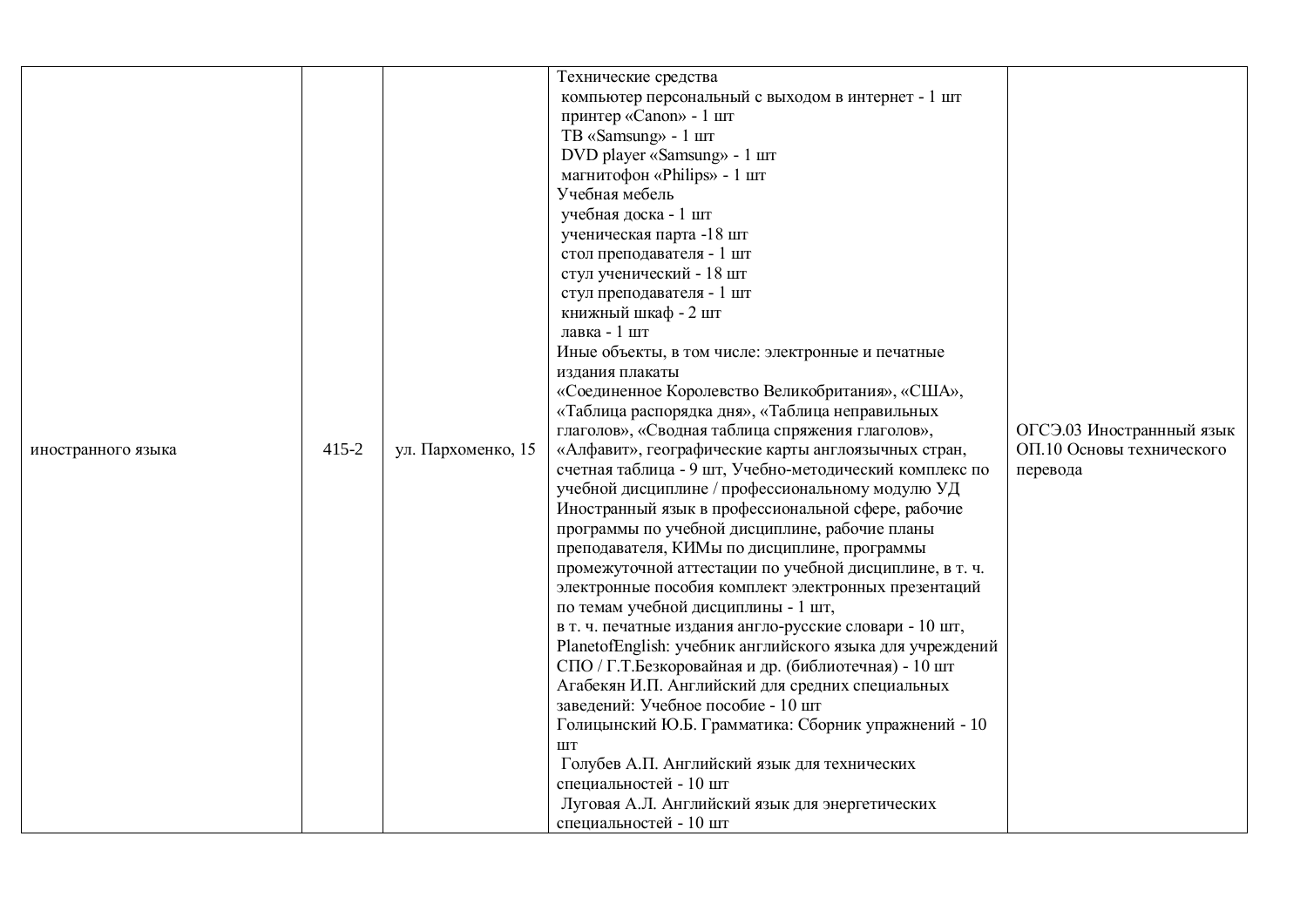| | | | | |
|---|---|---|---|---|
| иностранного языка | 415-2 | ул. Пархоменко, 15 | Технические средства<br>компьютер персональный с выходом в интернет - 1 шт<br>принтер «Canon» - 1 шт<br>ТВ «Samsung» - 1 шт<br>DVD player «Samsung» - 1 шт<br>магнитофон «Philips» - 1 шт<br>Учебная мебель<br>учебная доска - 1 шт<br>ученическая парта -18 шт<br>стол преподавателя - 1 шт<br>стул ученический - 18 шт<br>стул преподавателя - 1 шт<br>книжный шкаф - 2 шт<br>лавка - 1 шт<br>Иные объекты, в том числе: электронные и печатные издания плакаты «Соединенное Королевство Великобритания», «США», «Таблица распорядка дня», «Таблица неправильных глаголов», «Сводная таблица спряжения глаголов», «Алфавит», географические карты англоязычных стран, счетная таблица - 9 шт, Учебно-методический комплекс по учебной дисциплине / профессиональному модулю УД Иностранный язык в профессиональной сфере, рабочие программы по учебной дисциплине, рабочие планы преподавателя, КИМы по дисциплине, программы промежуточной аттестации по учебной дисциплине, в т. ч. электронные пособия комплект электронных презентаций по темам учебной дисциплины - 1 шт,<br>в т. ч. печатные издания англо-русские словари - 10 шт, PlanetofEnglish: учебник английского языка для учреждений СПО / Г.Т.Безкоровайная и др. (библиотечная) - 10 шт<br>Агабекян И.П. Английский для средних специальных заведений: Учебное пособие - 10 шт<br>Голицынский Ю.Б. Грамматика: Сборник упражнений - 10 шт<br>Голубев А.П. Английский язык для технических специальностей - 10 шт<br>Луговая А.Л. Английский язык для энергетических специальностей - 10 шт | ОГСЭ.03 Иностраннный язык<br>ОП.10 Основы технического перевода |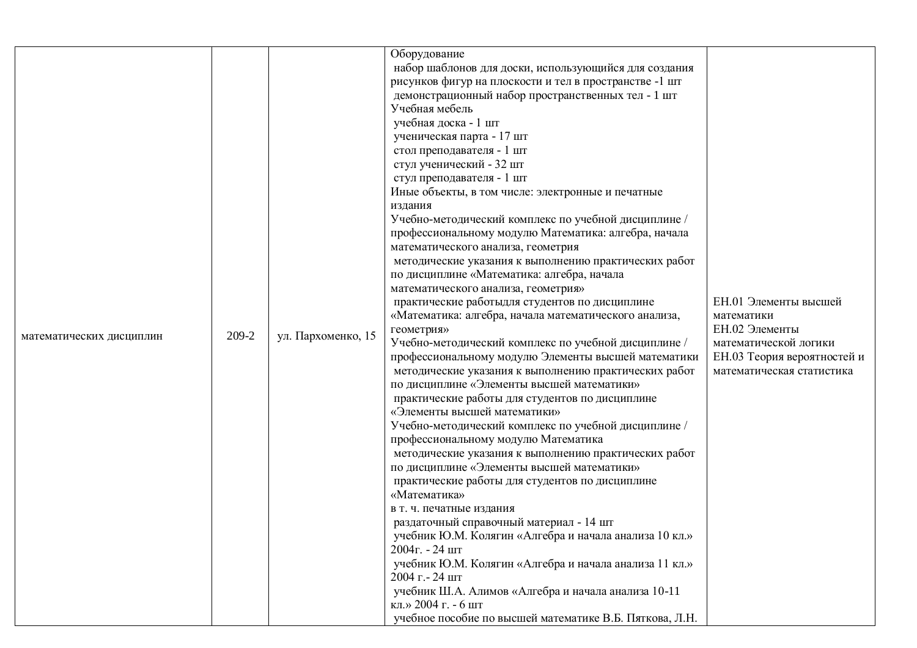| | | | | |
|---|---|---|---|---|
| математических дисциплин | 209-2 | ул. Пархоменко, 15 | Оборудование<br>набор шаблонов для доски, использующийся для создания рисунков фигур на плоскости и тел в пространстве -1 шт<br>демонстрационный набор пространственных тел - 1 шт<br>Учебная мебель<br>учебная доска - 1 шт<br>ученическая парта - 17 шт<br>стол преподавателя - 1 шт<br>стул ученический - 32 шт<br>стул преподавателя - 1 шт<br>Иные объекты, в том числе: электронные и печатные издания<br>Учебно-методический комплекс по учебной дисциплине / профессиональному модулю Математика: алгебра, начала математического анализа, геометрия<br>методические указания к выполнению практических работ по дисциплине «Математика: алгебра, начала математического анализа, геометрия»<br>практические работыдля студентов по дисциплине «Математика: алгебра, начала математического анализа, геометрия»<br>Учебно-методический комплекс по учебной дисциплине / профессиональному модулю Элементы высшей математики<br>методические указания к выполнению практических работ по дисциплине «Элементы высшей математики»<br>практические работы для студентов по дисциплине «Элементы высшей математики»<br>Учебно-методический комплекс по учебной дисциплине / профессиональному модулю Математика<br>методические указания к выполнению практических работ по дисциплине «Элементы высшей математики»<br>практические работы для студентов по дисциплине «Математика»<br>в т. ч. печатные издания<br>раздаточный справочный материал - 14 шт<br>учебник Ю.М. Колягин «Алгебра и начала анализа 10 кл.» 2004г. - 24 шт<br>учебник Ю.М. Колягин «Алгебра и начала анализа 11 кл.» 2004 г.- 24 шт<br>учебник Ш.А. Алимов «Алгебра и начала анализа 10-11 кл.» 2004 г. - 6 шт<br>учебное пособие по высшей математике В.Б. Пяткова, Л.Н. | ЕН.01 Элементы высшей математики<br>ЕН.02 Элементы математической логики<br>ЕН.03 Теория вероятностей и математическая статистика |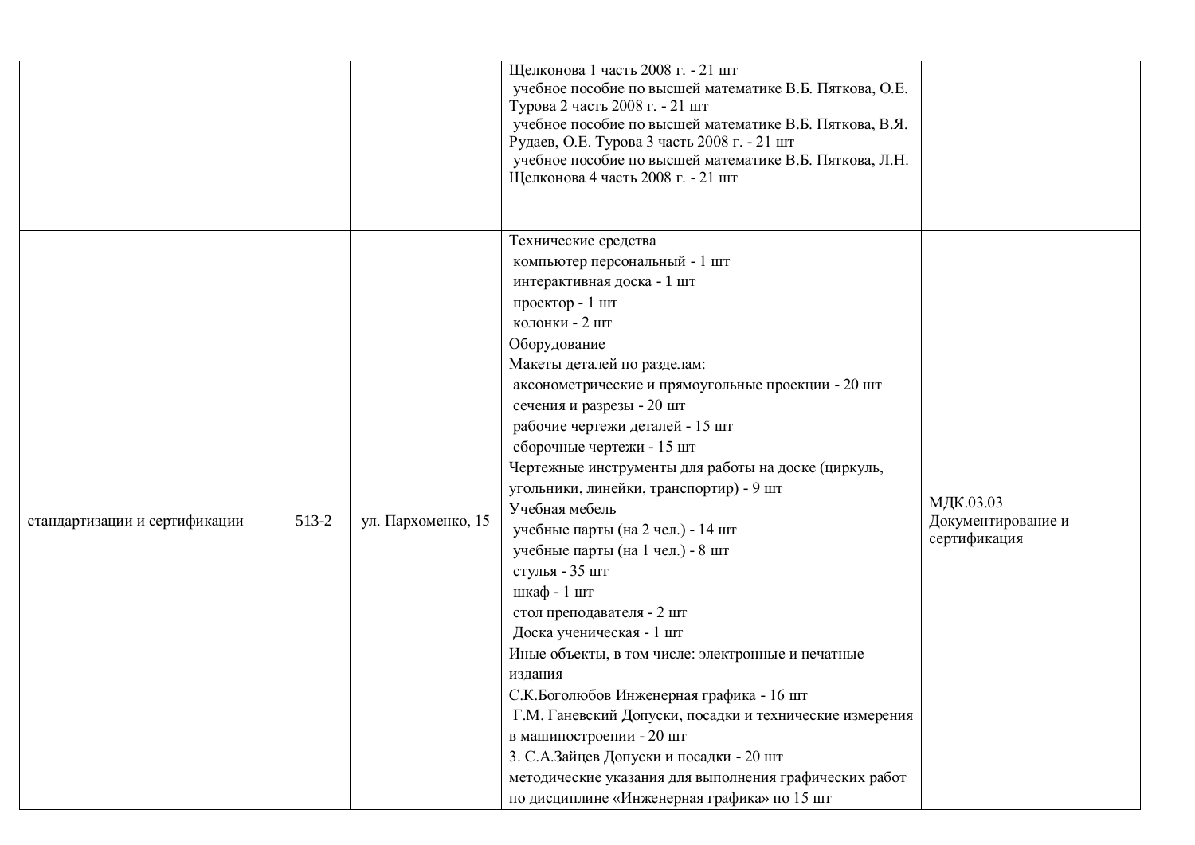| | | | | |
|---|---|---|---|---|
| | | | Щелконова 1 часть 2008 г. - 21 шт<br>учебное пособие по высшей математике В.Б. Пяткова, О.Е. Турова 2 часть 2008 г. - 21 шт<br>учебное пособие по высшей математике В.Б. Пяткова, В.Я. Рудаев, О.Е. Турова 3 часть 2008 г. - 21 шт<br>учебное пособие по высшей математике В.Б. Пяткова, Л.Н. Щелконова 4 часть 2008 г. - 21 шт | |
| стандартизации и сертификации | 513-2 | ул. Пархоменко, 15 | Технические средства<br>компьютер персональный - 1 шт<br>интерактивная доска - 1 шт<br>проектор - 1 шт<br>колонки - 2 шт<br>Оборудование<br>Макеты деталей по разделам:<br>аксонометрические и прямоугольные проекции - 20 шт<br>сечения и разрезы - 20 шт<br>рабочие чертежи деталей - 15 шт<br>сборочные чертежи - 15 шт<br>Чертежные инструменты для работы на доске (циркуль, угольники, линейки, транспортир) - 9 шт<br>Учебная мебель<br>учебные парты (на 2 чел.) - 14 шт<br>учебные парты (на 1 чел.) - 8 шт<br>стулья - 35 шт<br>шкаф - 1 шт<br>стол преподавателя - 2 шт<br>Доска ученическая - 1 шт<br>Иные объекты, в том числе: электронные и печатные издания<br>С.К.Боголюбов Инженерная графика - 16 шт<br>Г.М. Ганевский Допуски, посадки и технические измерения в машиностроении - 20 шт<br>3. С.А.Зайцев Допуски и посадки - 20 шт<br>методические указания для выполнения графических работ по дисциплине «Инженерная графика» по 15 шт | МДК.03.03 Документирование и сертификация |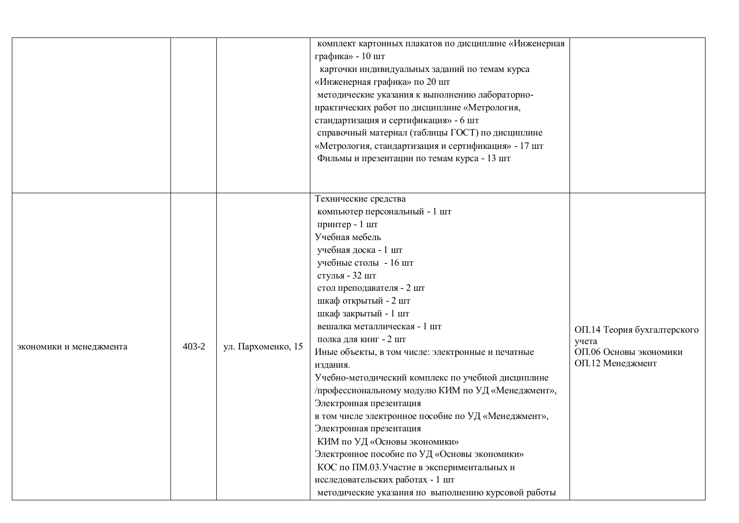| | | | | |
|---|---|---|---|---|
| | | | комплект картонных плакатов по дисциплине «Инженерная графика» - 10 шт<br>карточки индивидуальных заданий по темам курса «Инженерная графика» по 20 шт<br>методические указания к выполнению лабораторно-практических работ по дисциплине «Метрология, стандартизация и сертификация» - 6 шт<br>справочный материал (таблицы ГОСТ) по дисциплине «Метрология, стандартизация и сертификация» - 17 шт<br>Фильмы и презентации по темам курса - 13 шт | |
| экономики и менеджмента | 403-2 | ул. Пархоменко, 15 | Технические средства<br>компьютер персональный - 1 шт<br>принтер - 1 шт<br>Учебная мебель<br>учебная доска - 1 шт<br>учебные столы - 16 шт<br>стулья - 32 шт<br>стол преподавателя - 2 шт<br>шкаф открытый - 2 шт<br>шкаф закрытый - 1 шт<br>вешалка металлическая - 1 шт<br>полка для книг - 2 шт<br>Иные объекты, в том числе: электронные и печатные издания.<br>Учебно-методический комплекс по учебной дисциплине /профессиональному модулю КИМ по УД «Менеджмент», Электронная презентация<br>в том числе электронное пособие по УД «Менеджмент», Электронная презентация<br>КИМ по УД «Основы экономики»<br>Электронное пособие по УД «Основы экономики»<br>КОС по ПМ.03.Участие в экспериментальных и исследовательских работах - 1 шт<br>методические указания по выполнению курсовой работы | ОП.14 Теория бухгалтерского учета<br>ОП.06 Основы экономики<br>ОП.12 Менеджмент |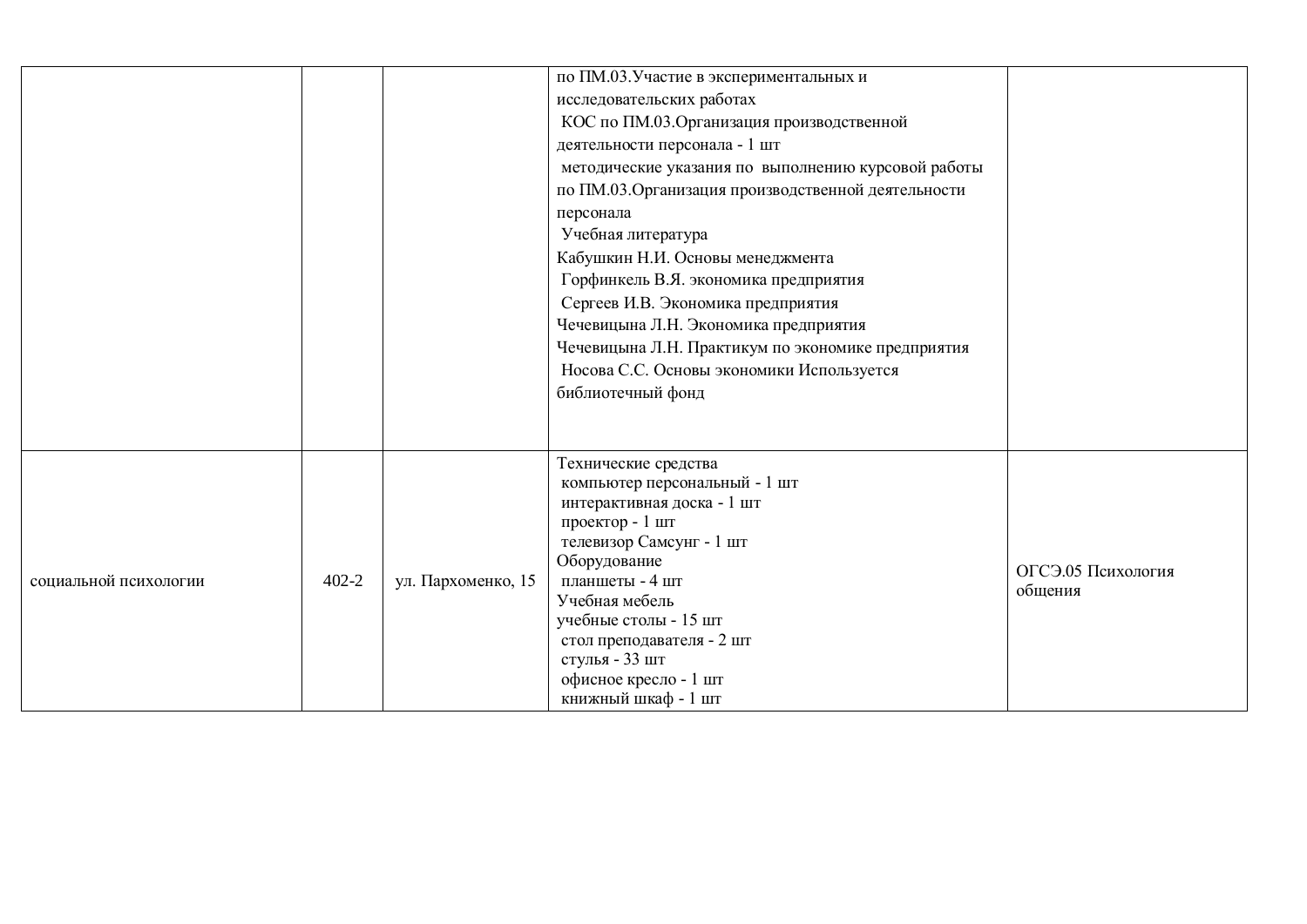| | | | | |
|---|---|---|---|---|
| | | | по ПМ.03.Участие в экспериментальных и исследовательских работах<br>КОС по ПМ.03.Организация производственной деятельности персонала - 1 шт<br>методические указания по выполнению курсовой работы по ПМ.03.Организация производственной деятельности персонала<br>Учебная литература<br>Кабушкин Н.И. Основы менеджмента<br>Горфинкель В.Я. экономика предприятия<br>Сергеев И.В. Экономика предприятия<br>Чечевицына Л.Н. Экономика предприятия<br>Чечевицына Л.Н. Практикум по экономике предприятия<br>Носова С.С. Основы экономики Используется библиотечный фонд | |
| социальной психологии | 402-2 | ул. Пархоменко, 15 | Технические средства<br>компьютер персональный - 1 шт<br>интерактивная доска - 1 шт<br>проектор - 1 шт<br>телевизор Самсунг - 1 шт<br>Оборудование<br>планшеты - 4 шт<br>Учебная мебель<br>учебные столы - 15 шт<br>стол преподавателя - 2 шт<br>стулья - 33 шт<br>офисное кресло - 1 шт<br>книжный шкаф - 1 шт | ОГСЭ.05 Психология общения |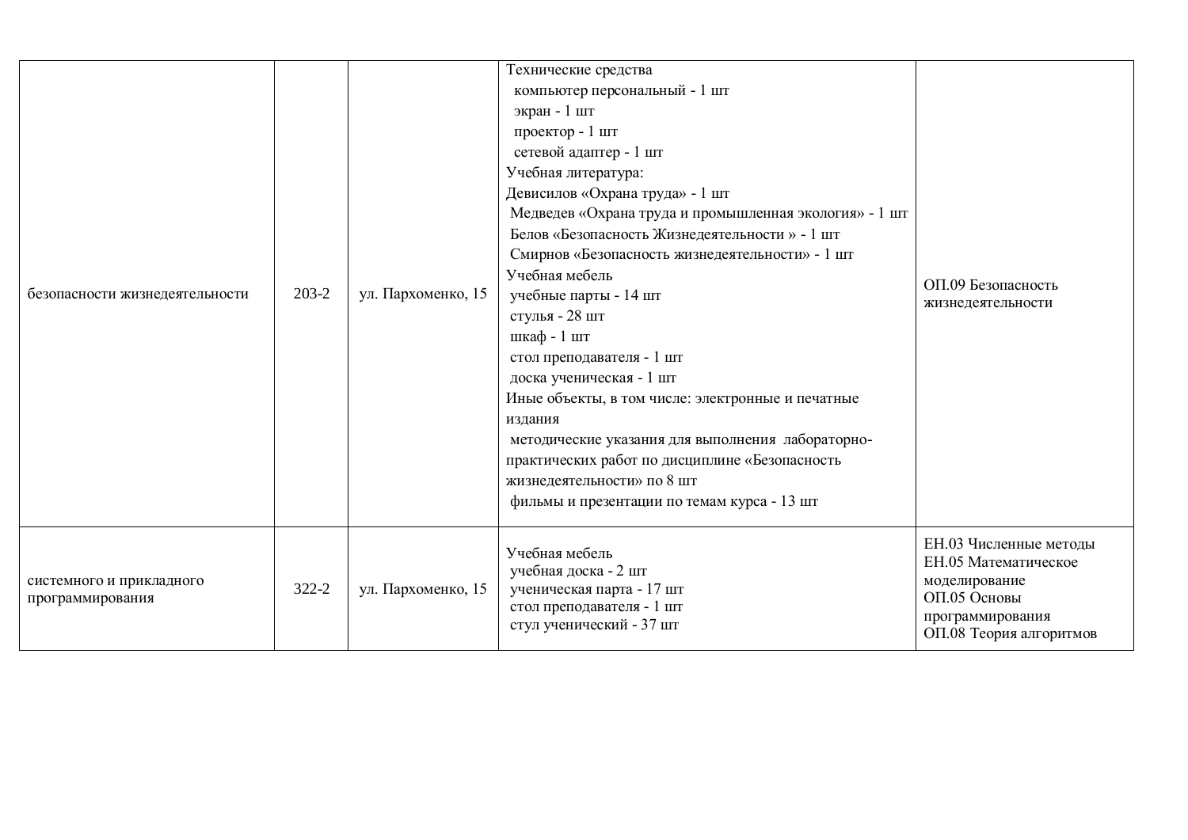| | | | | |
|---|---|---|---|---|
| безопасности жизнедеятельности | 203-2 | ул. Пархоменко, 15 | Технические средства<br>компьютер персональный - 1 шт<br>экран - 1 шт<br>проектор - 1 шт<br>сетевой адаптер - 1 шт<br>Учебная литература:<br>Девисилов «Охрана труда» - 1 шт<br>Медведев «Охрана труда и промышленная экология» - 1 шт<br>Белов «Безопасность Жизнедеятельности » - 1 шт<br>Смирнов «Безопасность жизнедеятельности» - 1 шт<br>Учебная мебель<br>учебные парты - 14 шт<br>стулья - 28 шт<br>шкаф - 1 шт<br>стол преподавателя - 1 шт<br>доска ученическая - 1 шт<br>Иные объекты, в том числе: электронные и печатные издания<br>методические указания для выполнения лабораторно-практических работ по дисциплине «Безопасность жизнедеятельности» по 8 шт<br>фильмы и презентации по темам курса - 13 шт | ОП.09 Безопасность жизнедеятельности |
| системного и прикладного программирования | 322-2 | ул. Пархоменко, 15 | Учебная мебель<br>учебная доска - 2 шт<br>ученическая парта - 17 шт<br>стол преподавателя - 1 шт<br>стул ученический - 37 шт | ЕН.03 Численные методы<br>ЕН.05 Математическое моделирование<br>ОП.05 Основы программирования<br>ОП.08 Теория алгоритмов |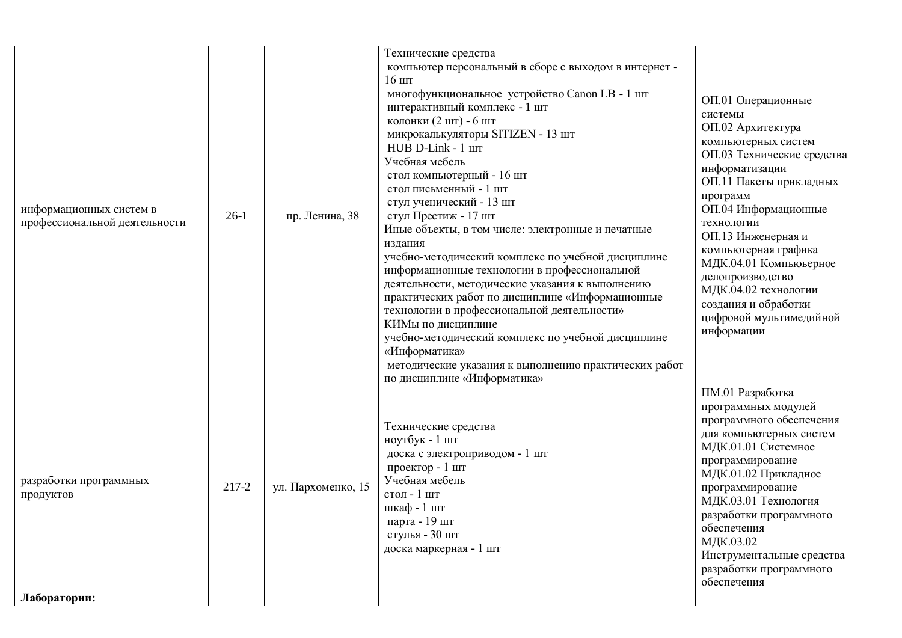| | | | | |
|---|---|---|---|---|
| информационных систем в профессиональной деятельности | 26-1 | пр. Ленина, 38 | Технические средства<br>компьютер персональный в сборе с выходом в интернет - 16 шт<br>многофункциональное устройство Canon LB - 1 шт<br>интерактивный комплекс - 1 шт<br>колонки (2 шт) - 6 шт<br>микрокалькуляторы SITIZEN - 13 шт<br>HUB D-Link - 1 шт<br>Учебная мебель<br>стол компьютерный - 16 шт<br>стол письменный - 1 шт<br>стул ученический - 13 шт<br>стул Престиж - 17 шт<br>Иные объекты, в том числе: электронные и печатные издания<br>учебно-методический комплекс по учебной дисциплине информационные технологии в профессиональной деятельности, методические указания к выполнению практических работ по дисциплине «Информационные технологии в профессиональной деятельности»<br>КИМы по дисциплине<br>учебно-методический комплекс по учебной дисциплине «Информатика»<br>методические указания к выполнению практических работ по дисциплине «Информатика» | ОП.01 Операционные системы<br>ОП.02 Архитектура компьютерных систем<br>ОП.03 Технические средства информатизации<br>ОП.11 Пакеты прикладных программ<br>ОП.04 Информационные технологии<br>ОП.13 Инженерная и компьютерная графика<br>МДК.04.01 Компьюьерное делопроизводство<br>МДК.04.02 технологии создания и обработки цифровой мультимедийной информации |
| разработки программных продуктов | 217-2 | ул. Пархоменко, 15 | Технические средства<br>ноутбук - 1 шт<br>доска с электроприводом - 1 шт<br>проектор - 1 шт<br>Учебная мебель<br>стол - 1 шт<br>шкаф - 1 шт<br>парта - 19 шт<br>стулья - 30 шт<br>доска маркерная - 1 шт | ПМ.01 Разработка программных модулей программного обеспечения для компьютерных систем<br>МДК.01.01 Системное программирование<br>МДК.01.02 Прикладное программирование<br>МДК.03.01 Технология разработки программного обеспечения<br>МДК.03.02 Инструментальные средства разработки программного обеспечения |
| **Лаборатории:** | | | | |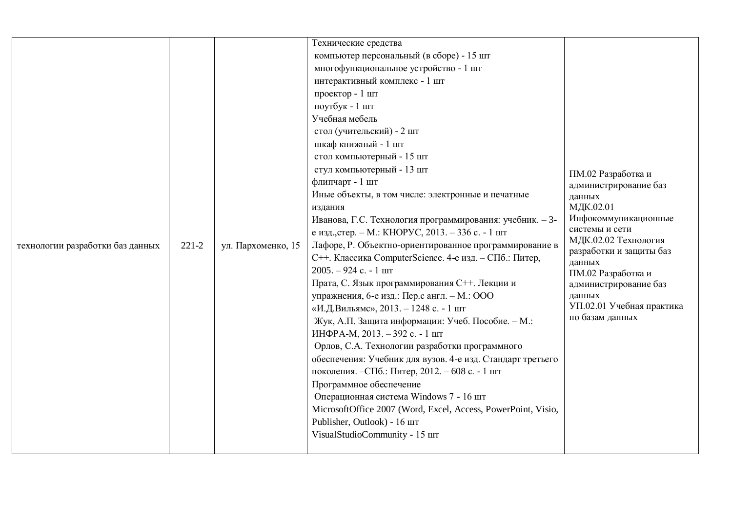| | | | | |
|---|---|---|---|---|
| технологии разработки баз данных | 221-2 | ул. Пархоменко, 15 | Технические средства<br>компьютер персональный (в сборе) - 15 шт<br>многофункциональное устройство - 1 шт<br>интерактивный комплекс - 1 шт<br>проектор - 1 шт<br>ноутбук - 1 шт<br>Учебная мебель<br>стол (учительский) - 2 шт<br>шкаф книжный - 1 шт<br>стол компьютерный - 15 шт<br>стул компьютерный - 13 шт<br>флипчарт - 1 шт<br>Иные объекты, в том числе: электронные и печатные издания<br>Иванова, Г.С. Технология программирования: учебник. – 3-е изд.,стер. – М.: КНОРУС, 2013. – 336 с. - 1 шт<br>Лафоре, Р. Объектно-ориентированное программирование в С++. Классика ComputerScience. 4-е изд. – СПб.: Питер, 2005. – 924 с. - 1 шт<br>Прата, С. Язык программирования С++. Лекции и упражнения, 6-е изд.: Пер.с англ. – М.: ООО «И.Д.Вильямс», 2013. – 1248 с. - 1 шт<br>Жук, А.П. Защита информации: Учеб. Пособие. – М.: ИНФРА-М, 2013. – 392 с. - 1 шт<br>Орлов, С.А. Технологии разработки программного обеспечения: Учебник для вузов. 4-е изд. Стандарт третьего поколения. –СПб.: Питер, 2012. – 608 с. - 1 шт<br>Программное обеспечение<br>Операционная система Windows 7 - 16 шт<br>MicrosoftOffice 2007 (Word, Excel, Access, PowerPoint, Visio, Publisher, Outlook) - 16 шт<br>VisualStudioCommunity - 15 шт | ПМ.02 Разработка и администрирование баз данных<br>МДК.02.01 Инфокоммуникационные системы и сети<br>МДК.02.02 Технология разработки и защиты баз данных<br>ПМ.02 Разработка и администрирование баз данных<br>УП.02.01 Учебная практика по базам данных |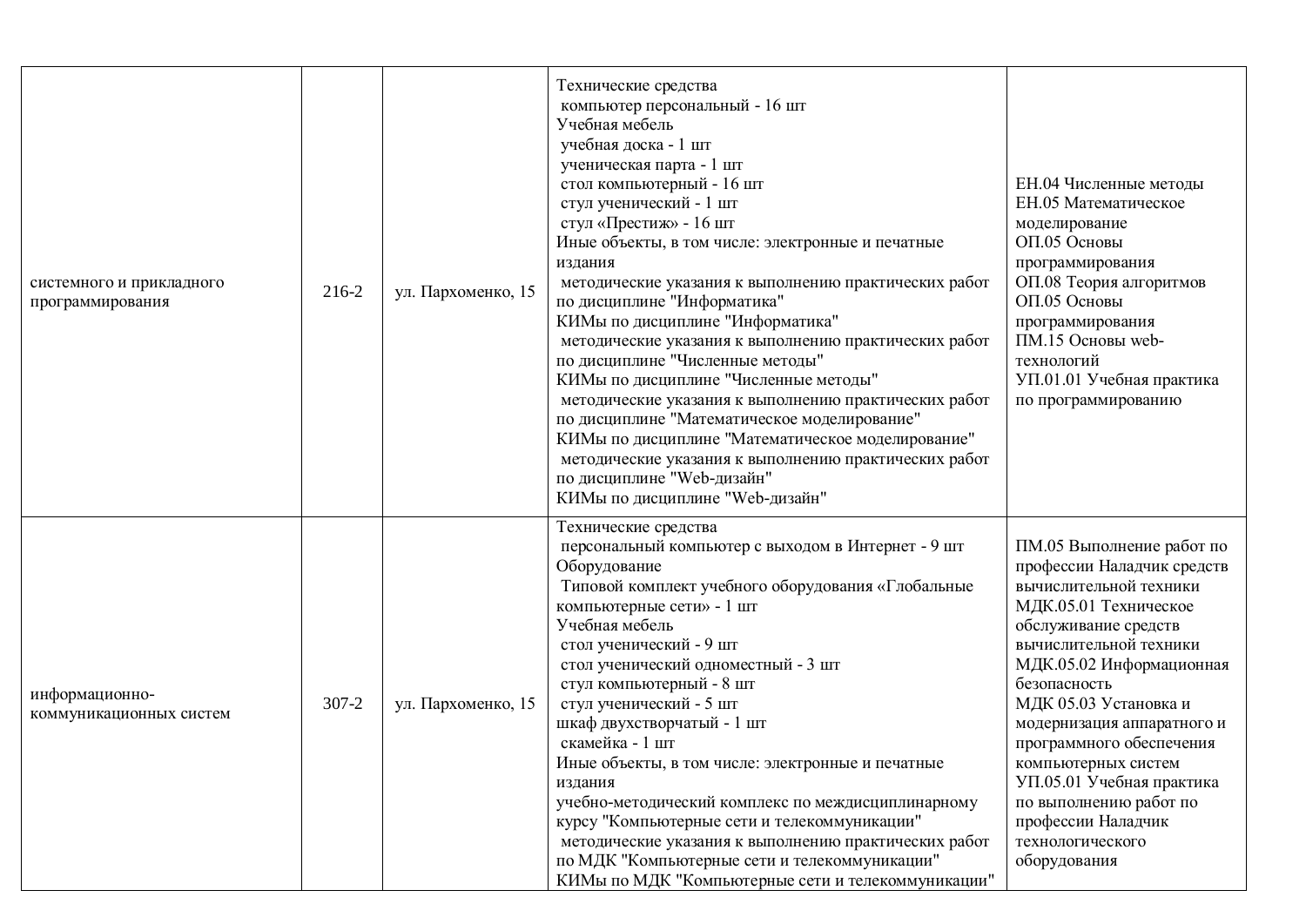| | | | | |
|---|---|---|---|---|
| системного и прикладного программирования | 216-2 | ул. Пархоменко, 15 | Технические средства<br>компьютер персональный - 16 шт<br>Учебная мебель<br>учебная доска - 1 шт<br>ученическая парта - 1 шт<br>стол компьютерный - 16 шт<br>стул ученический - 1 шт<br>стул «Престиж» - 16 шт<br>Иные объекты, в том числе: электронные и печатные издания<br>методические указания к выполнению практических работ по дисциплине "Информатика"<br>КИМы по дисциплине "Информатика"<br>методические указания к выполнению практических работ по дисциплине "Численные методы"<br>КИМы по дисциплине "Численные методы"<br>методические указания к выполнению практических работ по дисциплине "Математическое моделирование"<br>КИМы по дисциплине "Математическое моделирование"<br>методические указания к выполнению практических работ по дисциплине "Web-дизайн"<br>КИМы по дисциплине "Web-дизайн" | ЕН.04 Численные методы<br>ЕН.05 Математическое моделирование<br>ОП.05 Основы программирования<br>ОП.08 Теория алгоритмов<br>ОП.05 Основы программирования<br>ПМ.15 Основы web-технологий<br>УП.01.01 Учебная практика по программированию |
| информационно-коммуникационных систем | 307-2 | ул. Пархоменко, 15 | Технические средства<br>персональный компьютер с выходом в Интернет - 9 шт<br>Оборудование<br>Типовой комплект учебного оборудования «Глобальные компьютерные сети» - 1 шт<br>Учебная мебель<br>стол ученический - 9 шт<br>стол ученический одноместный - 3 шт<br>стул компьютерный - 8 шт<br>стул ученический - 5 шт<br>шкаф двухстворчатый - 1 шт<br>скамейка - 1 шт<br>Иные объекты, в том числе: электронные и печатные издания<br>учебно-методический комплекс по междисциплинарному курсу "Компьютерные сети и телекоммуникации"<br>методические указания к выполнению практических работ по МДК "Компьютерные сети и телекоммуникации"<br>КИМы по МДК "Компьютерные сети и телекоммуникации" | ПМ.05 Выполнение работ по профессии Наладчик средств вычислительной техники<br>МДК.05.01 Техническое обслуживание средств вычислительной техники<br>МДК.05.02 Информационная безопасность<br>МДК 05.03 Установка и модернизация аппаратного и программного обеспечения компьютерных систем<br>УП.05.01 Учебная практика по выполнению работ по профессии Наладчик технологического оборудования |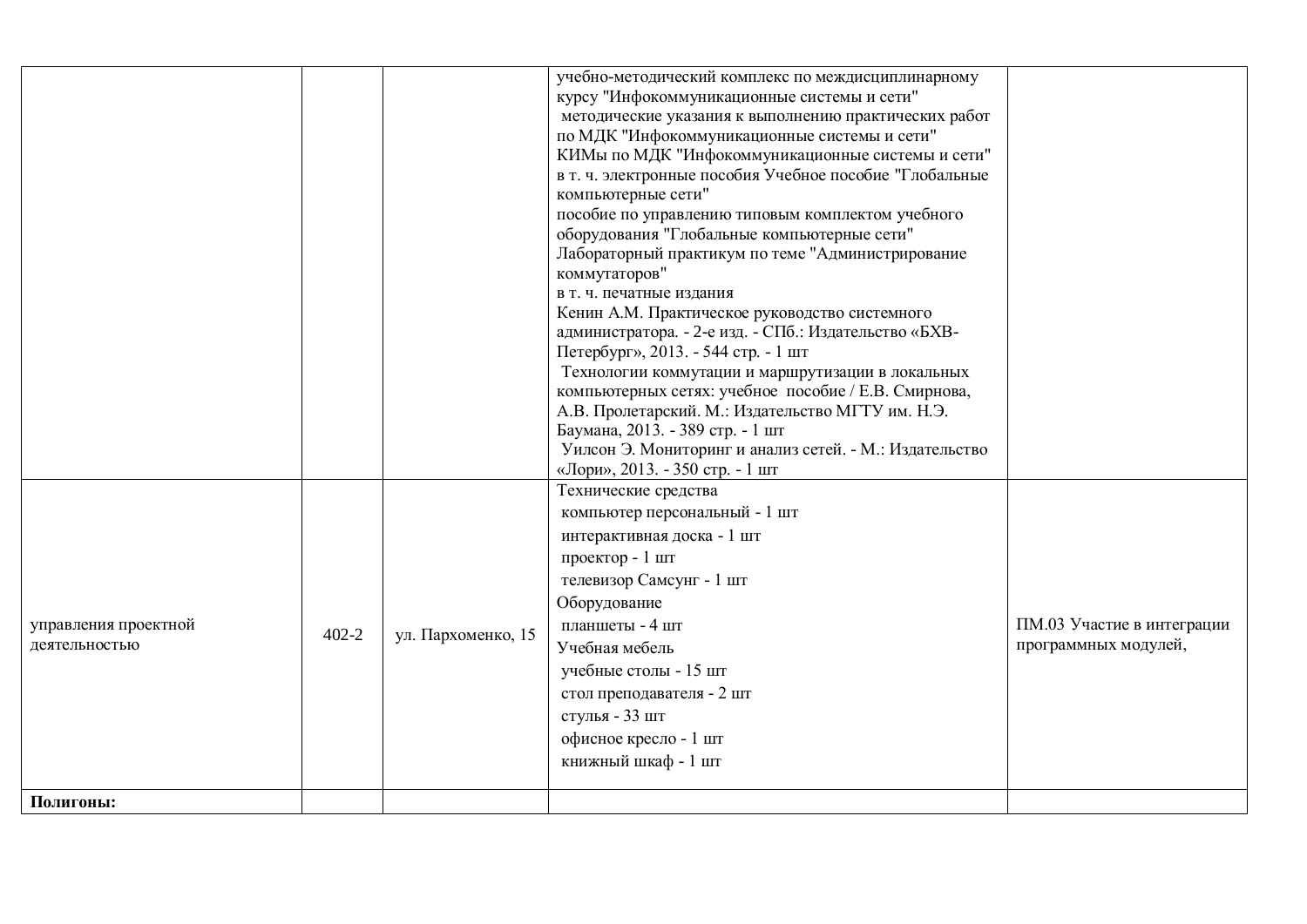| | | | | |
|---|---|---|---|---|
| | | | учебно-методический комплекс по междисциплинарному курсу "Инфокоммуникационные системы и сети"<br>методические указания к выполнению практических работ по МДК "Инфокоммуникационные системы и сети"<br>КИМы по МДК "Инфокоммуникационные системы и сети"<br>в т. ч. электронные пособия Учебное пособие "Глобальные компьютерные сети"<br>пособие по управлению типовым комплектом учебного оборудования "Глобальные компьютерные сети"<br>Лабораторный практикум по теме "Администрирование коммутаторов"<br>в т. ч. печатные издания<br>Кенин А.М. Практическое руководство системного администратора. - 2-е изд. - СПб.: Издательство «БХВ-Петербург», 2013. - 544 стр. - 1 шт<br>Технологии коммутации и маршрутизации в локальных компьютерных сетях: учебное пособие / Е.В. Смирнова, А.В. Пролетарский. М.: Издательство МГТУ им. Н.Э. Баумана, 2013. - 389 стр. - 1 шт<br>Уилсон Э. Мониторинг и анализ сетей. - М.: Издательство «Лори», 2013. - 350 стр. - 1 шт | |
| управления проектной деятельностью | 402-2 | ул. Пархоменко, 15 | Технические средства<br>компьютер персональный - 1 шт<br>интерактивная доска - 1 шт<br>проектор - 1 шт<br>телевизор Самсунг - 1 шт<br>Оборудование<br>планшеты - 4 шт<br>Учебная мебель<br>учебные столы - 15 шт<br>стол преподавателя - 2 шт<br>стулья - 33 шт<br>офисное кресло - 1 шт<br>книжный шкаф - 1 шт | ПМ.03 Участие в интеграции программных модулей, |
| **Полигоны:** | | | | |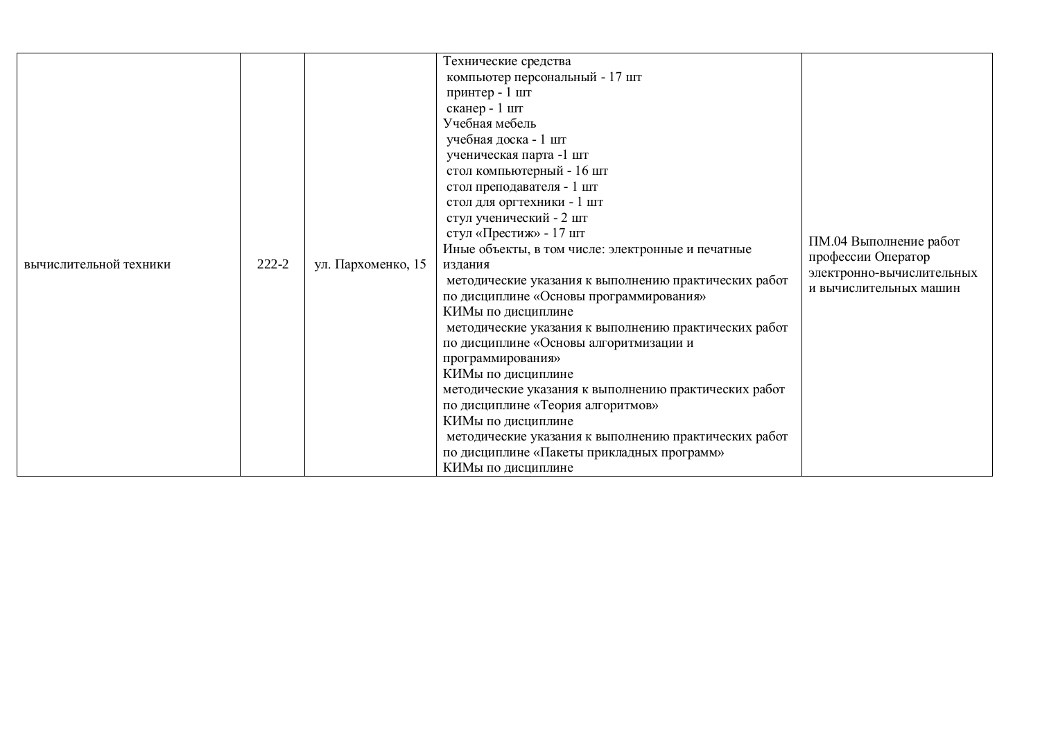| | | | | |
|---|---|---|---|---|
| вычислительной техники | 222-2 | ул. Пархоменко, 15 | Технические средства<br>компьютер персональный - 17 шт<br>принтер - 1 шт<br>сканер - 1 шт<br>Учебная мебель<br>учебная доска - 1 шт<br>ученическая парта -1 шт<br>стол компьютерный - 16 шт<br>стол преподавателя - 1 шт<br>стол для оргтехники - 1 шт<br>стул ученический - 2 шт<br>стул «Престиж» - 17 шт<br>Иные объекты, в том числе: электронные и печатные издания<br>методические указания к выполнению практических работ по дисциплине «Основы программирования»<br>КИМы по дисциплине<br>методические указания к выполнению практических работ по дисциплине «Основы алгоритмизации и программирования»<br>КИМы по дисциплине<br>методические указания к выполнению практических работ по дисциплине «Теория алгоритмов»<br>КИМы по дисциплине<br>методические указания к выполнению практических работ по дисциплине «Пакеты прикладных программ»<br>КИМы по дисциплине | ПМ.04 Выполнение работ профессии Оператор электронно-вычислительных и вычислительных машин |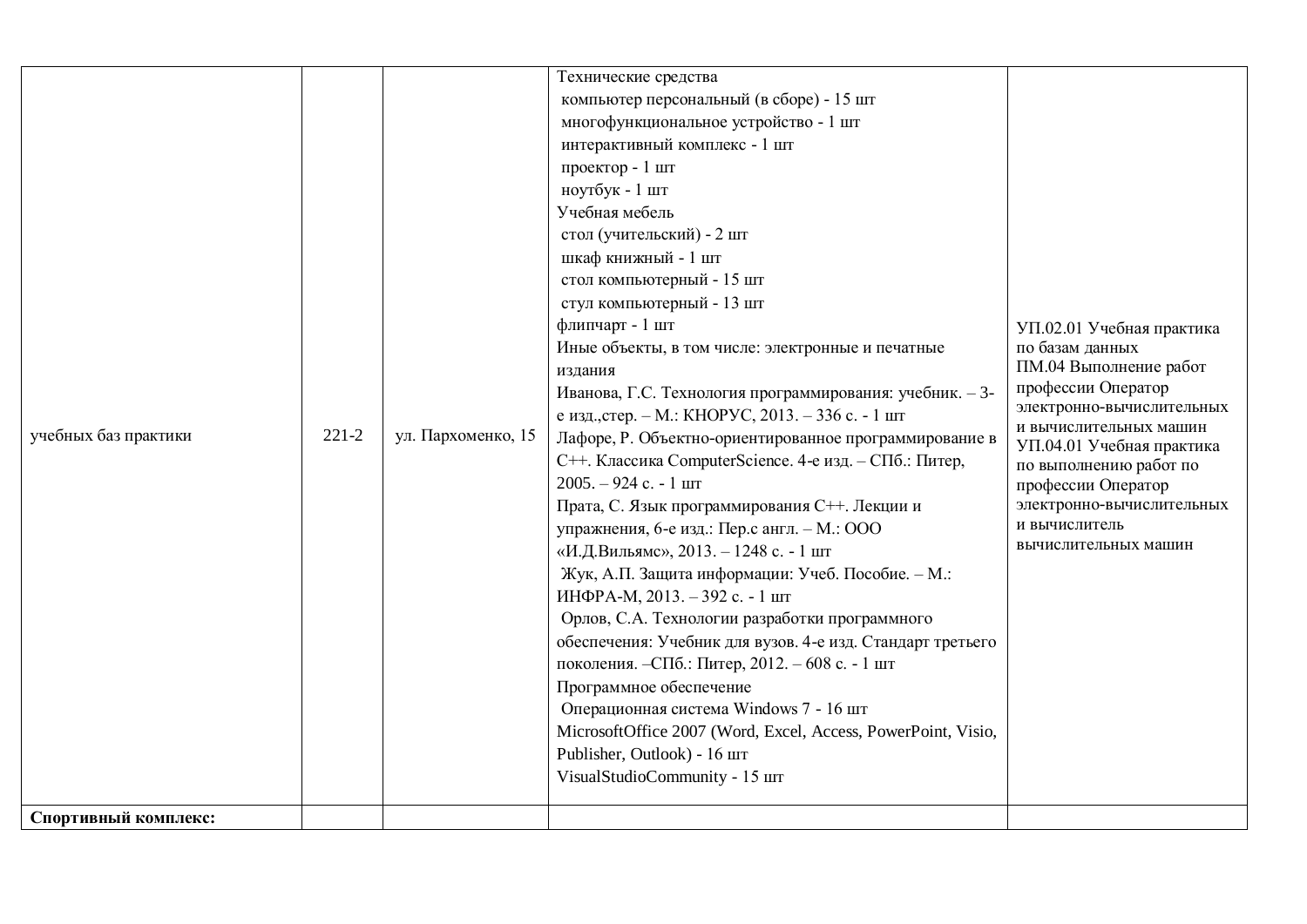| | | | | |
|---|---|---|---|---|
| учебных баз практики | 221-2 | ул. Пархоменко, 15 | Технические средства<br>компьютер персональный (в сборе) - 15 шт<br>многофункциональное устройство - 1 шт<br>интерактивный комплекс - 1 шт<br>проектор - 1 шт<br>ноутбук - 1 шт<br>Учебная мебель<br>стол (учительский) - 2 шт<br>шкаф книжный - 1 шт<br>стол компьютерный - 15 шт<br>стул компьютерный - 13 шт<br>флипчарт - 1 шт<br>Иные объекты, в том числе: электронные и печатные издания<br>Иванова, Г.С. Технология программирования: учебник. – 3-е изд.,стер. – М.: КНОРУС, 2013. – 336 с. - 1 шт<br>Лафоре, Р. Объектно-ориентированное программирование в С++. Классика ComputerScience. 4-е изд. – СПб.: Питер, 2005. – 924 с. - 1 шт<br>Прата, С. Язык программирования С++. Лекции и упражнения, 6-е изд.: Пер.с англ. – М.: ООО «И.Д.Вильямс», 2013. – 1248 с. - 1 шт<br>Жук, А.П. Защита информации: Учеб. Пособие. – М.: ИНФРА-М, 2013. – 392 с. - 1 шт<br>Орлов, С.А. Технологии разработки программного обеспечения: Учебник для вузов. 4-е изд. Стандарт третьего поколения. –СПб.: Питер, 2012. – 608 с. - 1 шт<br>Программное обеспечение<br>Операционная система Windows 7 - 16 шт<br>MicrosoftOffice 2007 (Word, Excel, Access, PowerPoint, Visio, Publisher, Outlook) - 16 шт<br>VisualStudioCommunity - 15 шт | УП.02.01 Учебная практика по базам данных<br>ПМ.04 Выполнение работ профессии Оператор электронно-вычислительных и вычислительных машин<br>УП.04.01 Учебная практика по выполнению работ по профессии Оператор электронно-вычислительных и вычислитель вычислительных машин |
| **Спортивный комплекс:** | | | | |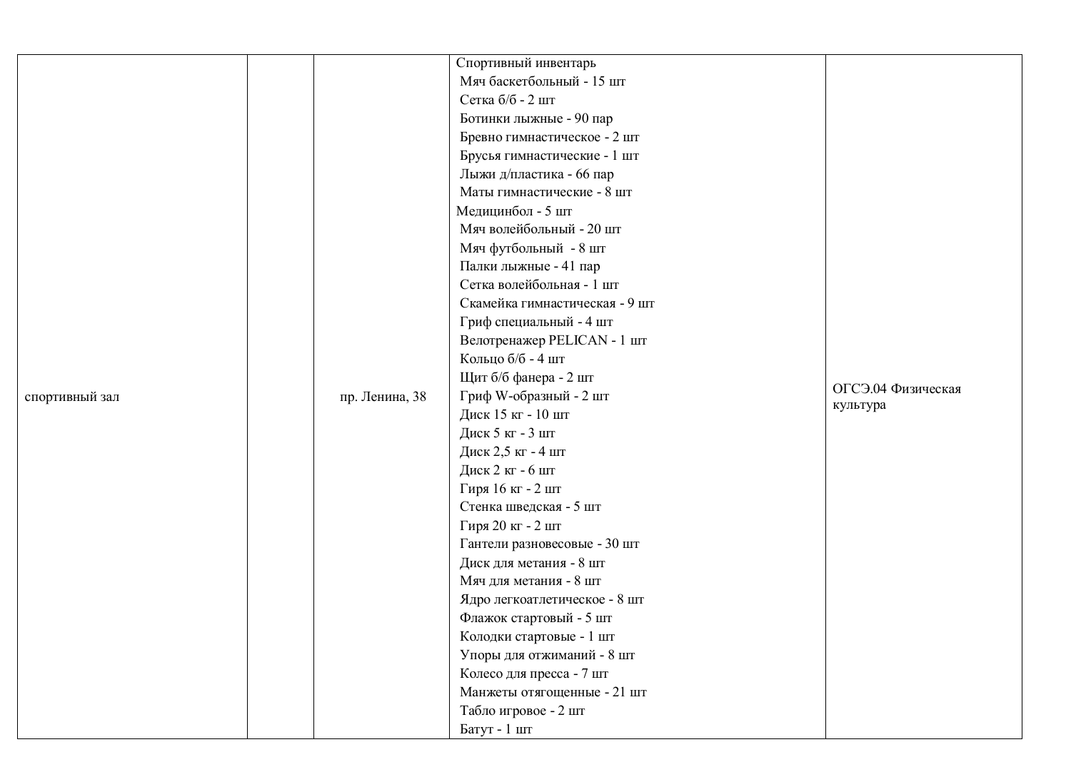| | | | | |
|---|---|---|---|---|
| спортивный зал | | пр. Ленина, 38 | Спортивный инвентарь<br>Мяч баскетбольный - 15 шт<br>Сетка б/б - 2 шт<br>Ботинки лыжные - 90 пар<br>Бревно гимнастическое - 2 шт<br>Брусья гимнастические - 1 шт<br>Лыжи д/пластика - 66 пар<br>Маты гимнастические - 8 шт<br>Медицинбол - 5 шт<br>Мяч волейбольный - 20 шт<br>Мяч футбольный - 8 шт<br>Палки лыжные - 41 пар<br>Сетка волейбольная - 1 шт<br>Скамейка гимнастическая - 9 шт<br>Гриф специальный - 4 шт<br>Велотренажер PELICAN - 1 шт<br>Кольцо б/б - 4 шт<br>Щит б/б фанера - 2 шт<br>Гриф W-образный - 2 шт<br>Диск 15 кг - 10 шт<br>Диск 5 кг - 3 шт<br>Диск 2,5 кг - 4 шт<br>Диск 2 кг - 6 шт<br>Гиря 16 кг - 2 шт<br>Стенка шведская - 5 шт<br>Гиря 20 кг - 2 шт<br>Гантели разновесовые - 30 шт<br>Диск для метания - 8 шт<br>Мяч для метания - 8 шт<br>Ядро легкоатлетическое - 8 шт<br>Флажок стартовый - 5 шт<br>Колодки стартовые - 1 шт<br>Упоры для отжиманий - 8 шт<br>Колесо для пресса - 7 шт<br>Манжеты отягощенные - 21 шт<br>Табло игровое - 2 шт<br>Батут - 1 шт | ОГСЭ.04 Физическая культура |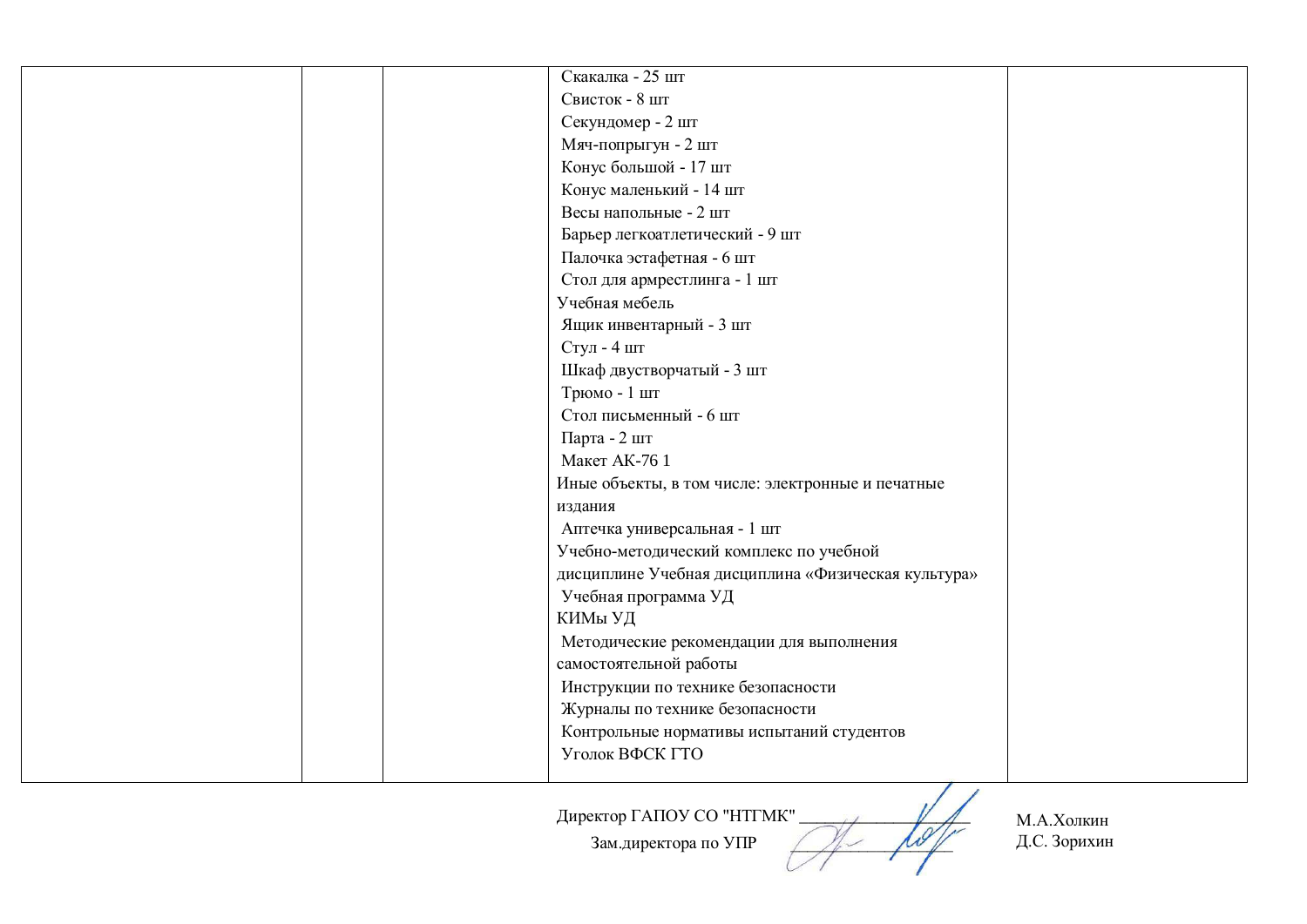| | | | | |
|---|---|---|---|---|
| | | | Скакалка - 25 шт<br>Свисток - 8 шт<br>Секундомер - 2 шт<br>Мяч-попрыгун - 2 шт<br>Конус большой - 17 шт<br>Конус маленький - 14 шт<br>Весы напольные - 2 шт<br>Барьер легкоатлетический - 9 шт<br>Палочка эстафетная - 6 шт<br>Стол для армрестлинга - 1 шт<br>Учебная мебель<br>Ящик инвентарный - 3 шт<br>Стул - 4 шт<br>Шкаф двустворчатый - 3 шт<br>Трюмо - 1 шт<br>Стол письменный - 6 шт<br>Парта - 2 шт<br>Макет АК-76 1<br>Иные объекты, в том числе: электронные и печатные издания<br>Аптечка универсальная - 1 шт<br>Учебно-методический комплекс по учебной дисциплине Учебная дисциплина «Физическая культура»<br>Учебная программа УД<br>КИМы УД<br>Методические рекомендации для выполнения самостоятельной работы<br>Инструкции по технике безопасности<br>Журналы по технике безопасности<br>Контрольные нормативы испытаний студентов<br>Уголок ВФСК ГТО | |

Директор ГАПОУ СО "НТГМК" __________________ М.А.Холкин

Зам.директора по УПР __________________ Д.С. Зорихин